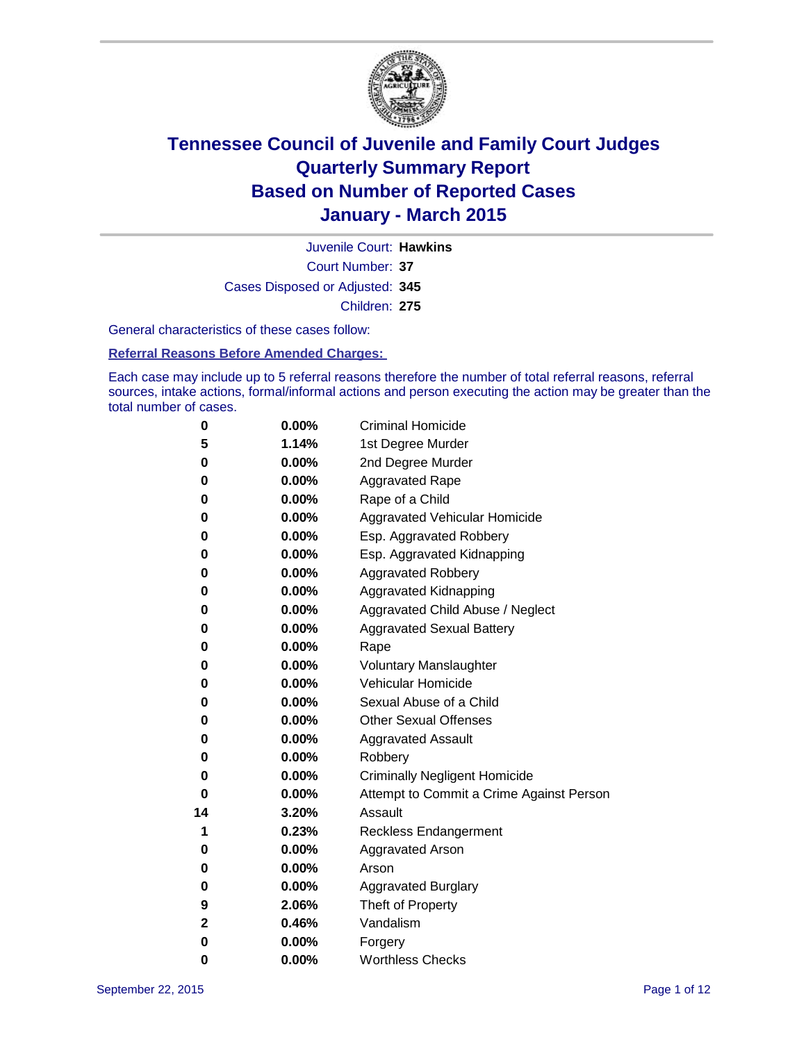# Tennessee Council of Juvenile and Family Court Judges
## Quarterly Summary Report
## Based on Number of Reported Cases
## January - March 2015

Juvenile Court: **Hawkins**
Court Number: **37**
Cases Disposed or Adjusted: **345**
Children: **275**

General characteristics of these cases follow:

**Referral Reasons Before Amended Charges:**

Each case may include up to 5 referral reasons therefore the number of total referral reasons, referral sources, intake actions, formal/informal actions and person executing the action may be greater than the total number of cases.

| Count | Percent | Referral Reason |
|---|---|---|
| 0 | 0.00% | Criminal Homicide |
| 5 | 1.14% | 1st Degree Murder |
| 0 | 0.00% | 2nd Degree Murder |
| 0 | 0.00% | Aggravated Rape |
| 0 | 0.00% | Rape of a Child |
| 0 | 0.00% | Aggravated Vehicular Homicide |
| 0 | 0.00% | Esp. Aggravated Robbery |
| 0 | 0.00% | Esp. Aggravated Kidnapping |
| 0 | 0.00% | Aggravated Robbery |
| 0 | 0.00% | Aggravated Kidnapping |
| 0 | 0.00% | Aggravated Child Abuse / Neglect |
| 0 | 0.00% | Aggravated Sexual Battery |
| 0 | 0.00% | Rape |
| 0 | 0.00% | Voluntary Manslaughter |
| 0 | 0.00% | Vehicular Homicide |
| 0 | 0.00% | Sexual Abuse of a Child |
| 0 | 0.00% | Other Sexual Offenses |
| 0 | 0.00% | Aggravated Assault |
| 0 | 0.00% | Robbery |
| 0 | 0.00% | Criminally Negligent Homicide |
| 0 | 0.00% | Attempt to Commit a Crime Against Person |
| 14 | 3.20% | Assault |
| 1 | 0.23% | Reckless Endangerment |
| 0 | 0.00% | Aggravated Arson |
| 0 | 0.00% | Arson |
| 0 | 0.00% | Aggravated Burglary |
| 9 | 2.06% | Theft of Property |
| 2 | 0.46% | Vandalism |
| 0 | 0.00% | Forgery |
| 0 | 0.00% | Worthless Checks |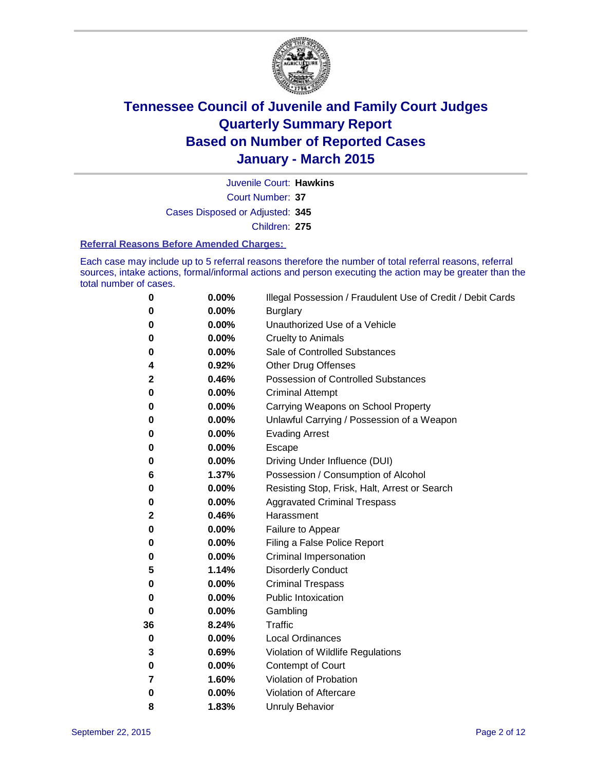# Tennessee Council of Juvenile and Family Court Judges
# Quarterly Summary Report
# Based on Number of Reported Cases
# January - March 2015

Juvenile Court: **Hawkins**

Court Number: **37**

Cases Disposed or Adjusted: **345**

Children: **275**

### Referral Reasons Before Amended Charges:

Each case may include up to 5 referral reasons therefore the number of total referral reasons, referral sources, intake actions, formal/informal actions and person executing the action may be greater than the total number of cases.

| Count | Percent | Referral Reason |
|---|---|---|
| 0 | 0.00% | Illegal Possession / Fraudulent Use of Credit / Debit Cards |
| 0 | 0.00% | Burglary |
| 0 | 0.00% | Unauthorized Use of a Vehicle |
| 0 | 0.00% | Cruelty to Animals |
| 0 | 0.00% | Sale of Controlled Substances |
| 4 | 0.92% | Other Drug Offenses |
| 2 | 0.46% | Possession of Controlled Substances |
| 0 | 0.00% | Criminal Attempt |
| 0 | 0.00% | Carrying Weapons on School Property |
| 0 | 0.00% | Unlawful Carrying / Possession of a Weapon |
| 0 | 0.00% | Evading Arrest |
| 0 | 0.00% | Escape |
| 0 | 0.00% | Driving Under Influence (DUI) |
| 6 | 1.37% | Possession / Consumption of Alcohol |
| 0 | 0.00% | Resisting Stop, Frisk, Halt, Arrest or Search |
| 0 | 0.00% | Aggravated Criminal Trespass |
| 2 | 0.46% | Harassment |
| 0 | 0.00% | Failure to Appear |
| 0 | 0.00% | Filing a False Police Report |
| 0 | 0.00% | Criminal Impersonation |
| 5 | 1.14% | Disorderly Conduct |
| 0 | 0.00% | Criminal Trespass |
| 0 | 0.00% | Public Intoxication |
| 0 | 0.00% | Gambling |
| 36 | 8.24% | Traffic |
| 0 | 0.00% | Local Ordinances |
| 3 | 0.69% | Violation of Wildlife Regulations |
| 0 | 0.00% | Contempt of Court |
| 7 | 1.60% | Violation of Probation |
| 0 | 0.00% | Violation of Aftercare |
| 8 | 1.83% | Unruly Behavior |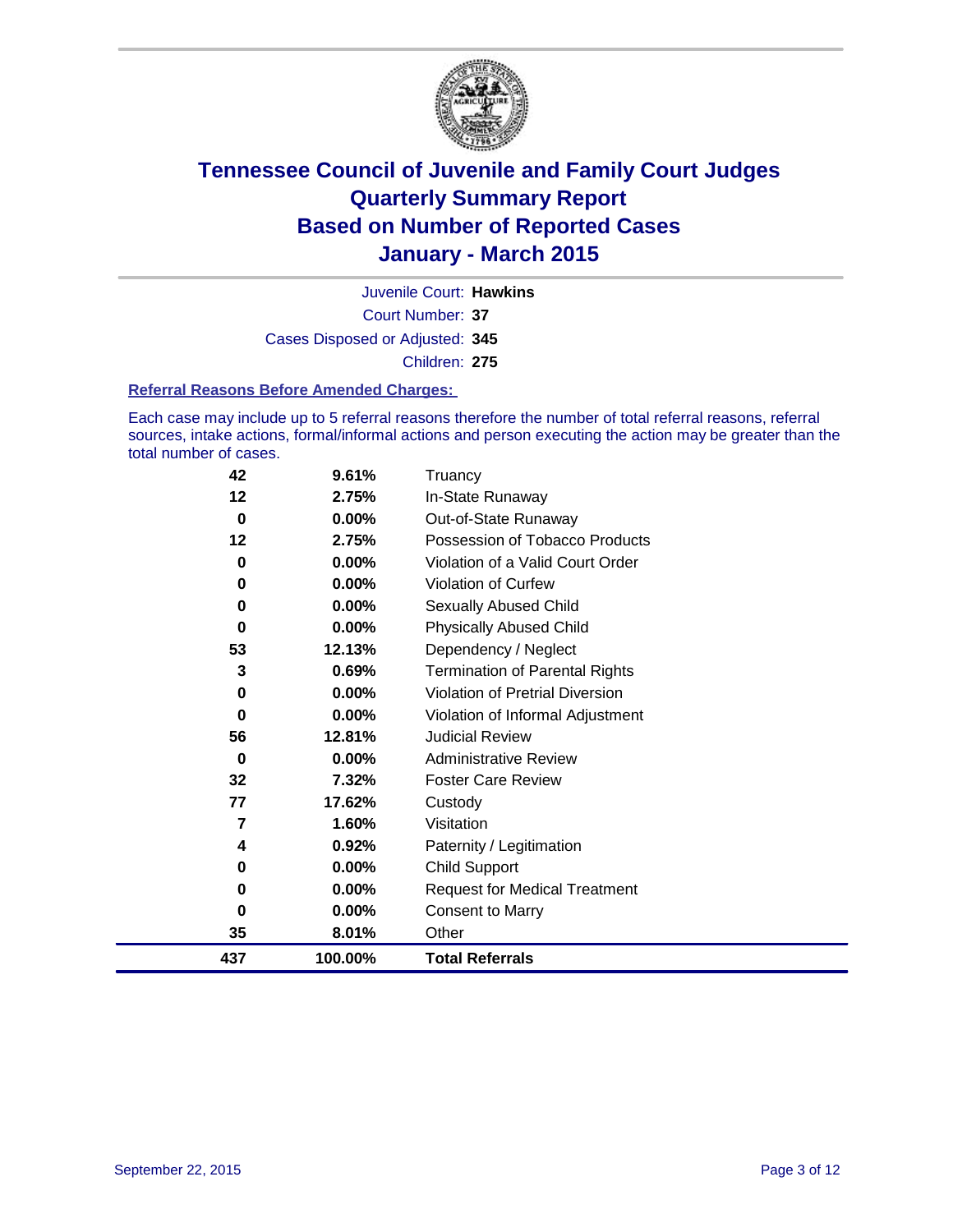# Tennessee Council of Juvenile and Family Court Judges
## Quarterly Summary Report
## Based on Number of Reported Cases
## January - March 2015

Juvenile Court: **Hawkins**

Court Number: **37**

Cases Disposed or Adjusted: **345**

Children: **275**

### Referral Reasons Before Amended Charges:

Each case may include up to 5 referral reasons therefore the number of total referral reasons, referral sources, intake actions, formal/informal actions and person executing the action may be greater than the total number of cases.

| | | |
|---|---|---|
| 42 | 9.61% | Truancy |
| 12 | 2.75% | In-State Runaway |
| 0 | 0.00% | Out-of-State Runaway |
| 12 | 2.75% | Possession of Tobacco Products |
| 0 | 0.00% | Violation of a Valid Court Order |
| 0 | 0.00% | Violation of Curfew |
| 0 | 0.00% | Sexually Abused Child |
| 0 | 0.00% | Physically Abused Child |
| 53 | 12.13% | Dependency / Neglect |
| 3 | 0.69% | Termination of Parental Rights |
| 0 | 0.00% | Violation of Pretrial Diversion |
| 0 | 0.00% | Violation of Informal Adjustment |
| 56 | 12.81% | Judicial Review |
| 0 | 0.00% | Administrative Review |
| 32 | 7.32% | Foster Care Review |
| 77 | 17.62% | Custody |
| 7 | 1.60% | Visitation |
| 4 | 0.92% | Paternity / Legitimation |
| 0 | 0.00% | Child Support |
| 0 | 0.00% | Request for Medical Treatment |
| 0 | 0.00% | Consent to Marry |
| 35 | 8.01% | Other |
| **437** | **100.00%** | **Total Referrals** |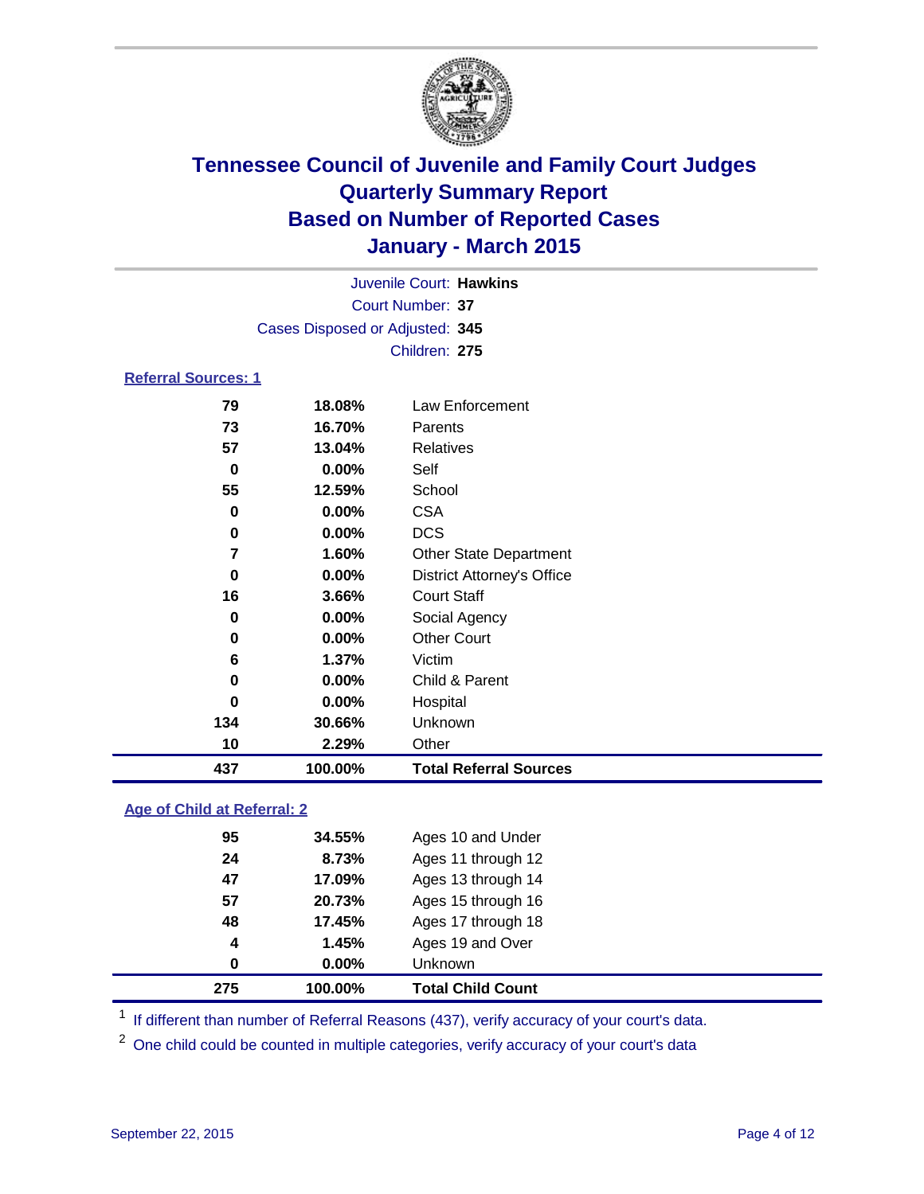# Tennessee Council of Juvenile and Family Court Judges
## Quarterly Summary Report
## Based on Number of Reported Cases
## January - March 2015

Juvenile Court: **Hawkins**
Court Number: **37**
Cases Disposed or Adjusted: **345**
Children: **275**

### Referral Sources: 1

| Count | Percent | Source |
|---|---|---|
| 79 | 18.08% | Law Enforcement |
| 73 | 16.70% | Parents |
| 57 | 13.04% | Relatives |
| 0 | 0.00% | Self |
| 55 | 12.59% | School |
| 0 | 0.00% | CSA |
| 0 | 0.00% | DCS |
| 7 | 1.60% | Other State Department |
| 0 | 0.00% | District Attorney's Office |
| 16 | 3.66% | Court Staff |
| 0 | 0.00% | Social Agency |
| 0 | 0.00% | Other Court |
| 6 | 1.37% | Victim |
| 0 | 0.00% | Child & Parent |
| 0 | 0.00% | Hospital |
| 134 | 30.66% | Unknown |
| 10 | 2.29% | Other |
| **437** | **100.00%** | **Total Referral Sources** |

### Age of Child at Referral: 2

| Count | Percent | Age |
|---|---|---|
| 95 | 34.55% | Ages 10 and Under |
| 24 | 8.73% | Ages 11 through 12 |
| 47 | 17.09% | Ages 13 through 14 |
| 57 | 20.73% | Ages 15 through 16 |
| 48 | 17.45% | Ages 17 through 18 |
| 4 | 1.45% | Ages 19 and Over |
| 0 | 0.00% | Unknown |
| **275** | **100.00%** | **Total Child Count** |

[1] If different than number of Referral Reasons (437), verify accuracy of your court's data.

[2] One child could be counted in multiple categories, verify accuracy of your court's data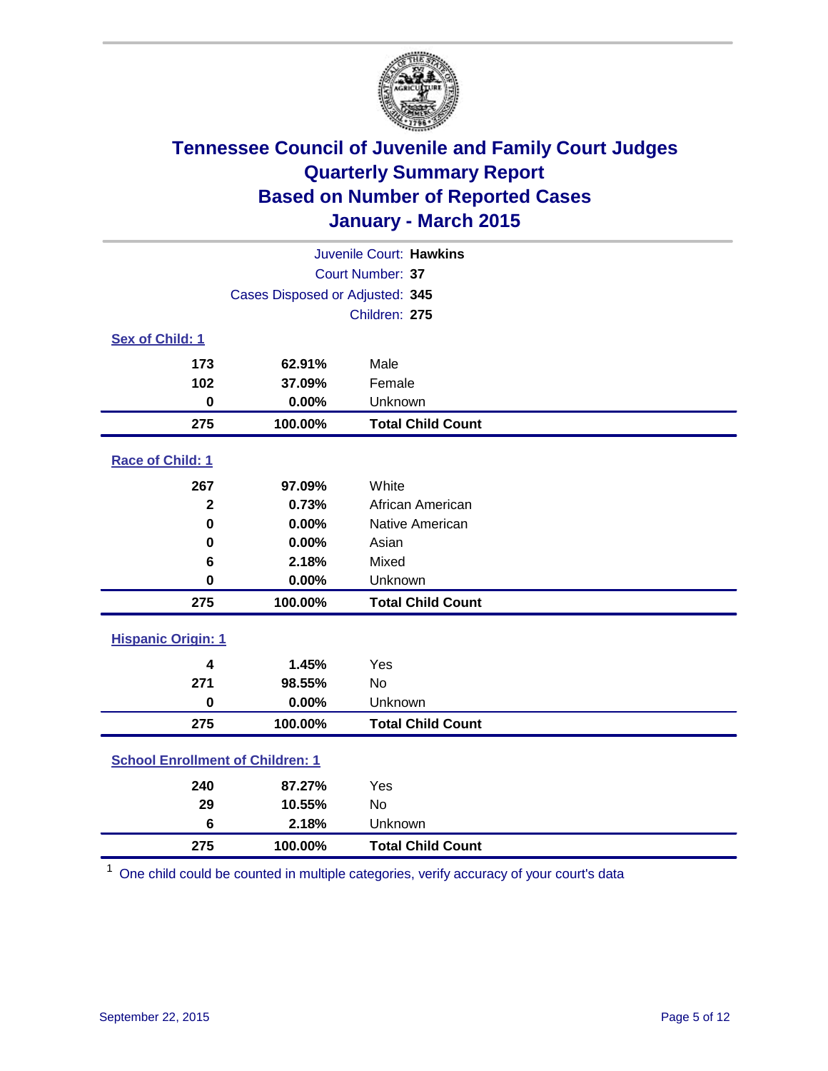# Tennessee Council of Juvenile and Family Court Judges
# Quarterly Summary Report
# Based on Number of Reported Cases
# January - March 2015

Juvenile Court: **Hawkins**
Court Number: **37**
Cases Disposed or Adjusted: **345**
Children: **275**

**Sex of Child: 1**

| | | |
|---|---|---|
| 173 | 62.91% | Male |
| 102 | 37.09% | Female |
| 0 | 0.00% | Unknown |
| **275** | **100.00%** | **Total Child Count** |

**Race of Child: 1**

| | | |
|---|---|---|
| 267 | 97.09% | White |
| 2 | 0.73% | African American |
| 0 | 0.00% | Native American |
| 0 | 0.00% | Asian |
| 6 | 2.18% | Mixed |
| 0 | 0.00% | Unknown |
| **275** | **100.00%** | **Total Child Count** |

**Hispanic Origin: 1**

| | | |
|---|---|---|
| 4 | 1.45% | Yes |
| 271 | 98.55% | No |
| 0 | 0.00% | Unknown |
| **275** | **100.00%** | **Total Child Count** |

**School Enrollment of Children: 1**

| | | |
|---|---|---|
| 240 | 87.27% | Yes |
| 29 | 10.55% | No |
| 6 | 2.18% | Unknown |
| **275** | **100.00%** | **Total Child Count** |

[1] One child could be counted in multiple categories, verify accuracy of your court's data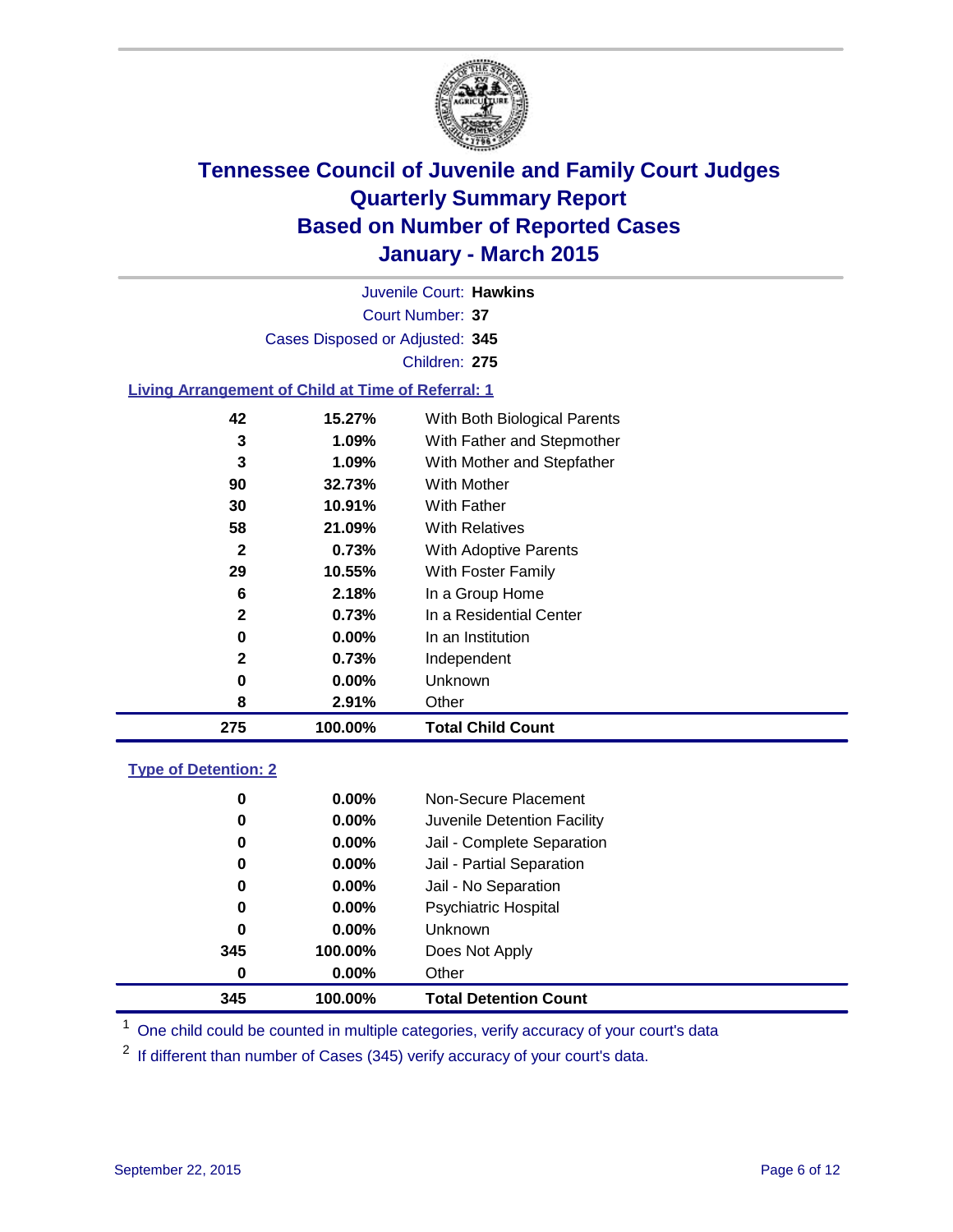# Tennessee Council of Juvenile and Family Court Judges
## Quarterly Summary Report
## Based on Number of Reported Cases
## January - March 2015

Juvenile Court: **Hawkins**

Court Number: **37**

Cases Disposed or Adjusted: **345**

Children: **275**

### Living Arrangement of Child at Time of Referral: 1

| Count | Percent | Category |
|---|---|---|
| 42 | 15.27% | With Both Biological Parents |
| 3 | 1.09% | With Father and Stepmother |
| 3 | 1.09% | With Mother and Stepfather |
| 90 | 32.73% | With Mother |
| 30 | 10.91% | With Father |
| 58 | 21.09% | With Relatives |
| 2 | 0.73% | With Adoptive Parents |
| 29 | 10.55% | With Foster Family |
| 6 | 2.18% | In a Group Home |
| 2 | 0.73% | In a Residential Center |
| 0 | 0.00% | In an Institution |
| 2 | 0.73% | Independent |
| 0 | 0.00% | Unknown |
| 8 | 2.91% | Other |
| **275** | **100.00%** | **Total Child Count** |

### Type of Detention: 2

| Count | Percent | Category |
|---|---|---|
| 0 | 0.00% | Non-Secure Placement |
| 0 | 0.00% | Juvenile Detention Facility |
| 0 | 0.00% | Jail - Complete Separation |
| 0 | 0.00% | Jail - Partial Separation |
| 0 | 0.00% | Jail - No Separation |
| 0 | 0.00% | Psychiatric Hospital |
| 0 | 0.00% | Unknown |
| 345 | 100.00% | Does Not Apply |
| 0 | 0.00% | Other |
| **345** | **100.00%** | **Total Detention Count** |

[1] One child could be counted in multiple categories, verify accuracy of your court's data

[2] If different than number of Cases (345) verify accuracy of your court's data.

September 22, 2015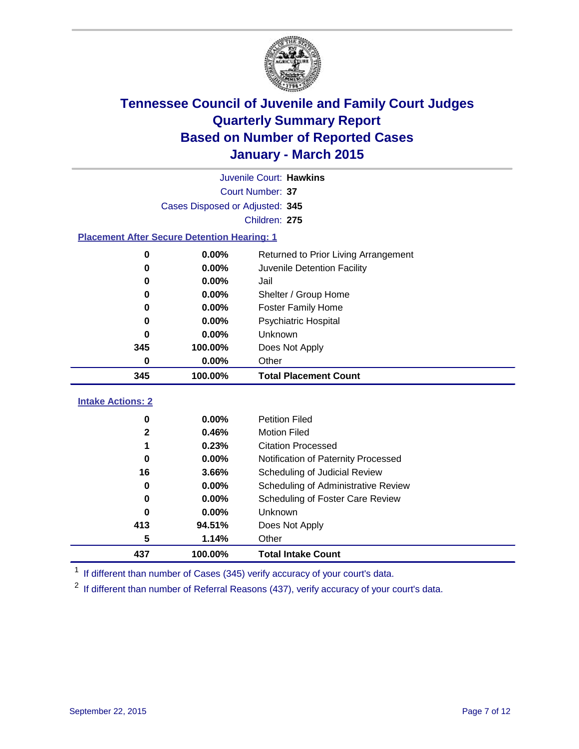# Tennessee Council of Juvenile and Family Court Judges
## Quarterly Summary Report
## Based on Number of Reported Cases
## January - March 2015

Juvenile Court: **Hawkins**

Court Number: **37**

Cases Disposed or Adjusted: **345**

Children: **275**

### Placement After Secure Detention Hearing: 1

| Count | Percent | Placement |
|---|---|---|
| 0 | 0.00% | Returned to Prior Living Arrangement |
| 0 | 0.00% | Juvenile Detention Facility |
| 0 | 0.00% | Jail |
| 0 | 0.00% | Shelter / Group Home |
| 0 | 0.00% | Foster Family Home |
| 0 | 0.00% | Psychiatric Hospital |
| 0 | 0.00% | Unknown |
| 345 | 100.00% | Does Not Apply |
| 0 | 0.00% | Other |
| **345** | **100.00%** | **Total Placement Count** |

### Intake Actions: 2

| Count | Percent | Intake Action |
|---|---|---|
| 0 | 0.00% | Petition Filed |
| 2 | 0.46% | Motion Filed |
| 1 | 0.23% | Citation Processed |
| 0 | 0.00% | Notification of Paternity Processed |
| 16 | 3.66% | Scheduling of Judicial Review |
| 0 | 0.00% | Scheduling of Administrative Review |
| 0 | 0.00% | Scheduling of Foster Care Review |
| 0 | 0.00% | Unknown |
| 413 | 94.51% | Does Not Apply |
| 5 | 1.14% | Other |
| **437** | **100.00%** | **Total Intake Count** |

[1] If different than number of Cases (345) verify accuracy of your court's data.

[2] If different than number of Referral Reasons (437), verify accuracy of your court's data.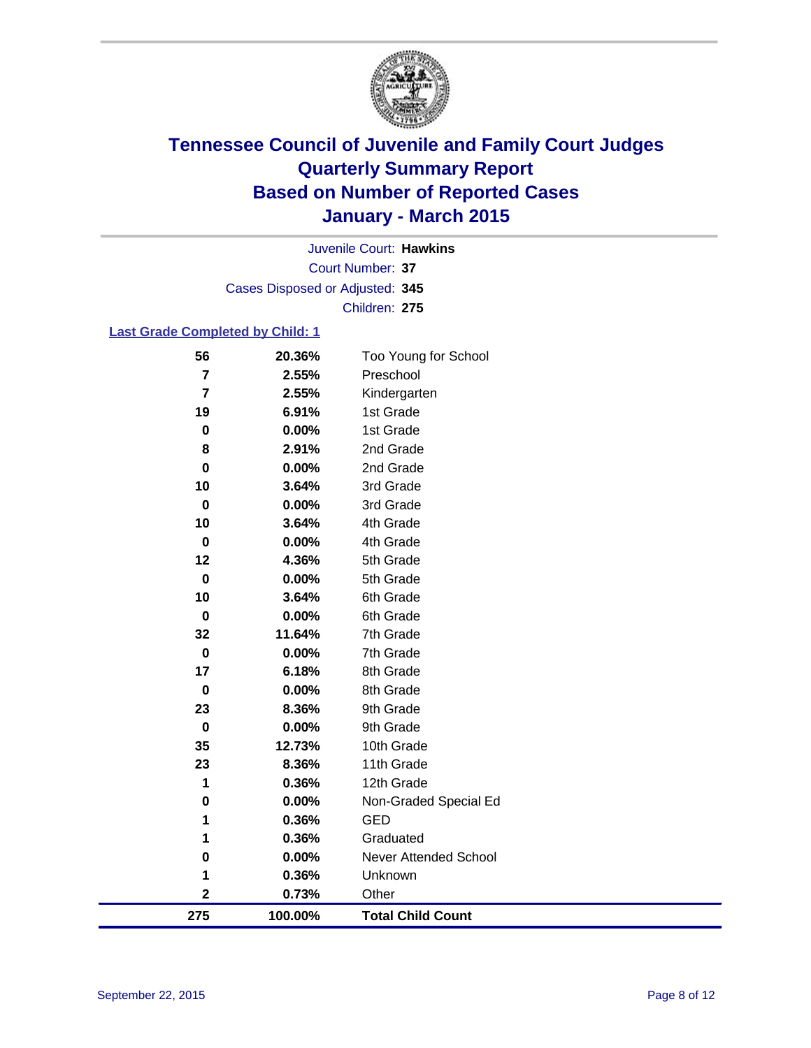# Tennessee Council of Juvenile and Family Court Judges
# Quarterly Summary Report
# Based on Number of Reported Cases
# January - March 2015

Juvenile Court: **Hawkins**

Court Number: **37**

Cases Disposed or Adjusted: **345**

Children: **275**

## Last Grade Completed by Child: 1

| Count | Percent | Grade |
|---|---|---|
| 56 | 20.36% | Too Young for School |
| 7 | 2.55% | Preschool |
| 7 | 2.55% | Kindergarten |
| 19 | 6.91% | 1st Grade |
| 0 | 0.00% | 1st Grade |
| 8 | 2.91% | 2nd Grade |
| 0 | 0.00% | 2nd Grade |
| 10 | 3.64% | 3rd Grade |
| 0 | 0.00% | 3rd Grade |
| 10 | 3.64% | 4th Grade |
| 0 | 0.00% | 4th Grade |
| 12 | 4.36% | 5th Grade |
| 0 | 0.00% | 5th Grade |
| 10 | 3.64% | 6th Grade |
| 0 | 0.00% | 6th Grade |
| 32 | 11.64% | 7th Grade |
| 0 | 0.00% | 7th Grade |
| 17 | 6.18% | 8th Grade |
| 0 | 0.00% | 8th Grade |
| 23 | 8.36% | 9th Grade |
| 0 | 0.00% | 9th Grade |
| 35 | 12.73% | 10th Grade |
| 23 | 8.36% | 11th Grade |
| 1 | 0.36% | 12th Grade |
| 0 | 0.00% | Non-Graded Special Ed |
| 1 | 0.36% | GED |
| 1 | 0.36% | Graduated |
| 0 | 0.00% | Never Attended School |
| 1 | 0.36% | Unknown |
| 2 | 0.73% | Other |
| **275** | **100.00%** | **Total Child Count** |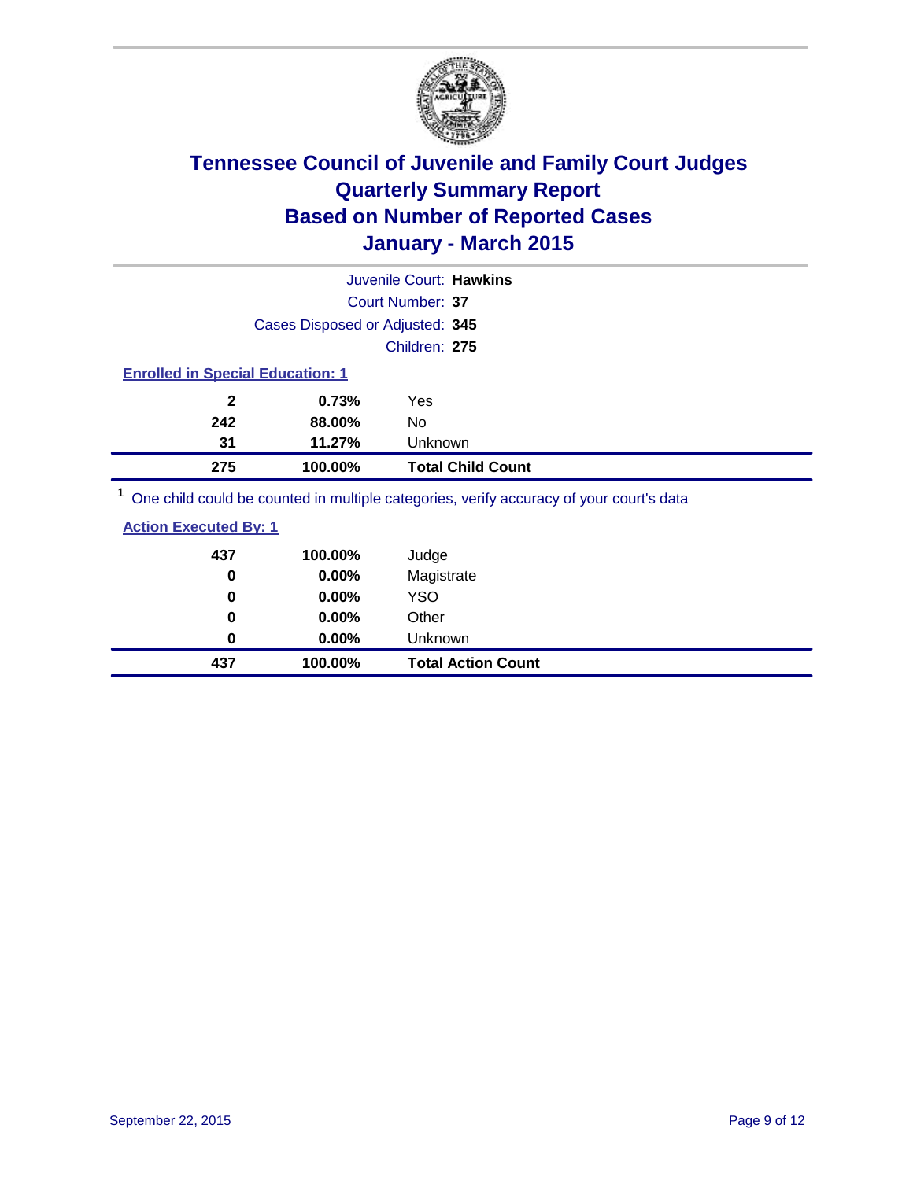# Tennessee Council of Juvenile and Family Court Judges
# Quarterly Summary Report
# Based on Number of Reported Cases
# January - March 2015

Juvenile Court: **Hawkins**

Court Number: **37**

Cases Disposed or Adjusted: **345**

Children: **275**

**Enrolled in Special Education: 1**

| | | |
|---|---|---|
| **2** | **0.73%** | Yes |
| **242** | **88.00%** | No |
| **31** | **11.27%** | Unknown |
| **275** | **100.00%** | **Total Child Count** |

[1] One child could be counted in multiple categories, verify accuracy of your court's data

**Action Executed By: 1**

| | | |
|---|---|---|
| **437** | **100.00%** | Judge |
| **0** | **0.00%** | Magistrate |
| **0** | **0.00%** | YSO |
| **0** | **0.00%** | Other |
| **0** | **0.00%** | Unknown |
| **437** | **100.00%** | **Total Action Count** |

September 22, 2015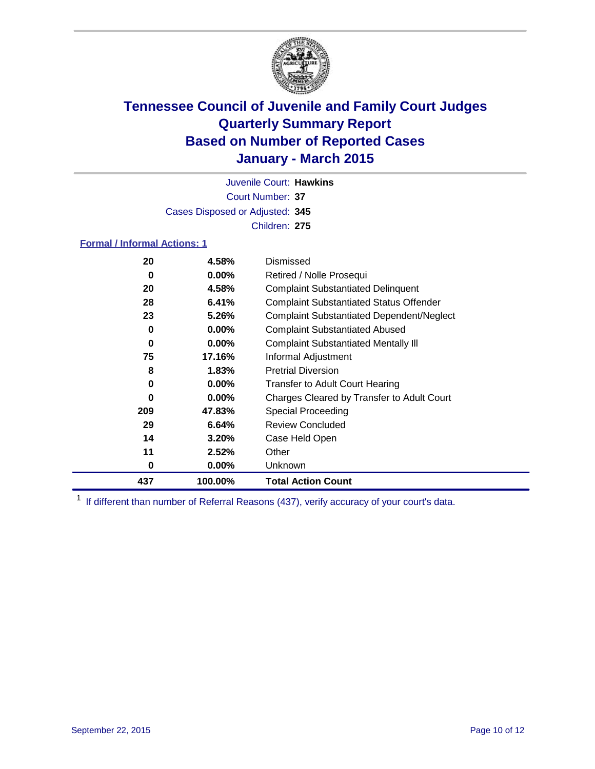# Tennessee Council of Juvenile and Family Court Judges
# Quarterly Summary Report
# Based on Number of Reported Cases
# January - March 2015

Juvenile Court: **Hawkins**

Court Number: **37**

Cases Disposed or Adjusted: **345**

Children: **275**

## Formal / Informal Actions: 1

| Count | Percent | Action |
|---|---|---|
| 20 | 4.58% | Dismissed |
| 0 | 0.00% | Retired / Nolle Prosequi |
| 20 | 4.58% | Complaint Substantiated Delinquent |
| 28 | 6.41% | Complaint Substantiated Status Offender |
| 23 | 5.26% | Complaint Substantiated Dependent/Neglect |
| 0 | 0.00% | Complaint Substantiated Abused |
| 0 | 0.00% | Complaint Substantiated Mentally Ill |
| 75 | 17.16% | Informal Adjustment |
| 8 | 1.83% | Pretrial Diversion |
| 0 | 0.00% | Transfer to Adult Court Hearing |
| 0 | 0.00% | Charges Cleared by Transfer to Adult Court |
| 209 | 47.83% | Special Proceeding |
| 29 | 6.64% | Review Concluded |
| 14 | 3.20% | Case Held Open |
| 11 | 2.52% | Other |
| 0 | 0.00% | Unknown |
| **437** | **100.00%** | **Total Action Count** |

[1] If different than number of Referral Reasons (437), verify accuracy of your court's data.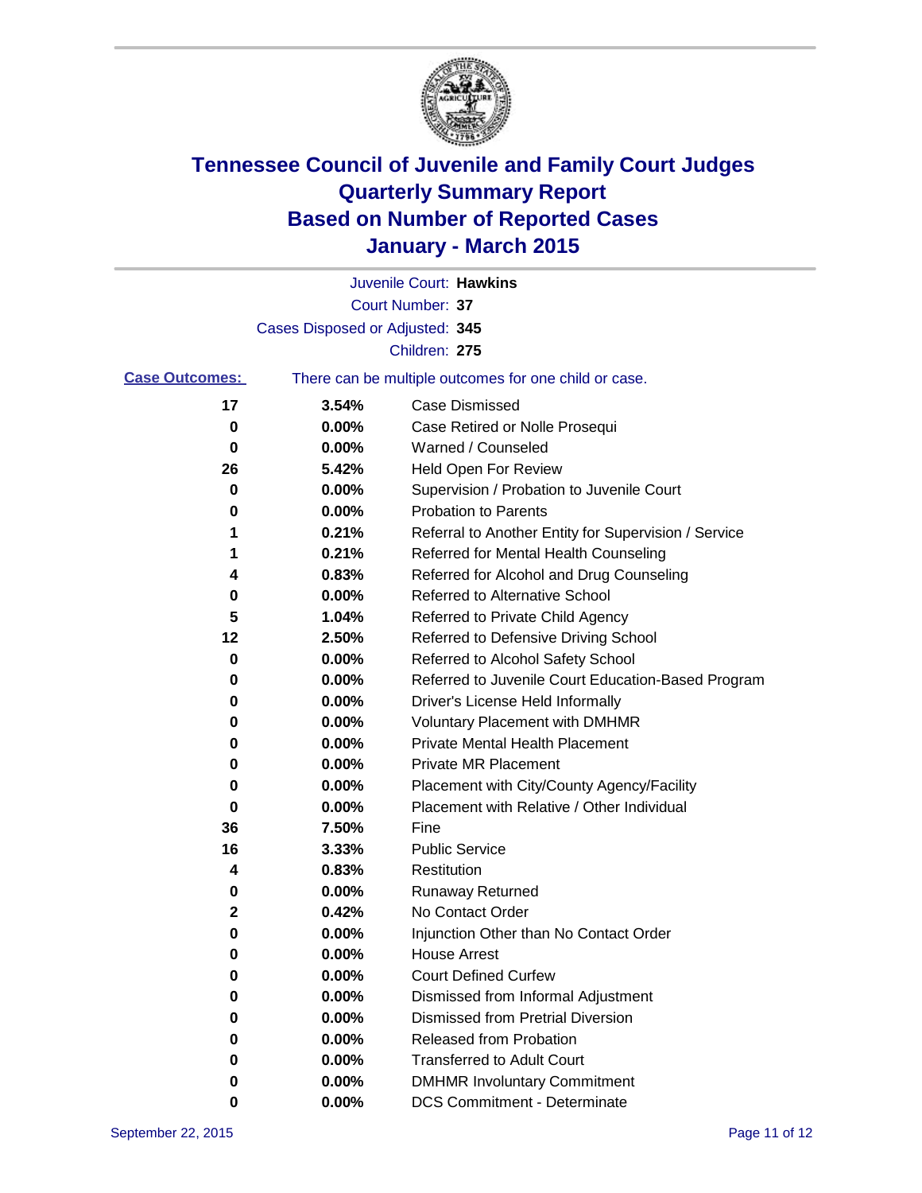# Tennessee Council of Juvenile and Family Court Judges
# Quarterly Summary Report
# Based on Number of Reported Cases
# January - March 2015

Juvenile Court: **Hawkins**

Court Number: **37**

Cases Disposed or Adjusted: **345**

Children: **275**

**Case Outcomes:** There can be multiple outcomes for one child or case.

| Count | Percent | Outcome |
|---|---|---|
| 17 | 3.54% | Case Dismissed |
| 0 | 0.00% | Case Retired or Nolle Prosequi |
| 0 | 0.00% | Warned / Counseled |
| 26 | 5.42% | Held Open For Review |
| 0 | 0.00% | Supervision / Probation to Juvenile Court |
| 0 | 0.00% | Probation to Parents |
| 1 | 0.21% | Referral to Another Entity for Supervision / Service |
| 1 | 0.21% | Referred for Mental Health Counseling |
| 4 | 0.83% | Referred for Alcohol and Drug Counseling |
| 0 | 0.00% | Referred to Alternative School |
| 5 | 1.04% | Referred to Private Child Agency |
| 12 | 2.50% | Referred to Defensive Driving School |
| 0 | 0.00% | Referred to Alcohol Safety School |
| 0 | 0.00% | Referred to Juvenile Court Education-Based Program |
| 0 | 0.00% | Driver's License Held Informally |
| 0 | 0.00% | Voluntary Placement with DMHMR |
| 0 | 0.00% | Private Mental Health Placement |
| 0 | 0.00% | Private MR Placement |
| 0 | 0.00% | Placement with City/County Agency/Facility |
| 0 | 0.00% | Placement with Relative / Other Individual |
| 36 | 7.50% | Fine |
| 16 | 3.33% | Public Service |
| 4 | 0.83% | Restitution |
| 0 | 0.00% | Runaway Returned |
| 2 | 0.42% | No Contact Order |
| 0 | 0.00% | Injunction Other than No Contact Order |
| 0 | 0.00% | House Arrest |
| 0 | 0.00% | Court Defined Curfew |
| 0 | 0.00% | Dismissed from Informal Adjustment |
| 0 | 0.00% | Dismissed from Pretrial Diversion |
| 0 | 0.00% | Released from Probation |
| 0 | 0.00% | Transferred to Adult Court |
| 0 | 0.00% | DMHMR Involuntary Commitment |
| 0 | 0.00% | DCS Commitment - Determinate |

September 22, 2015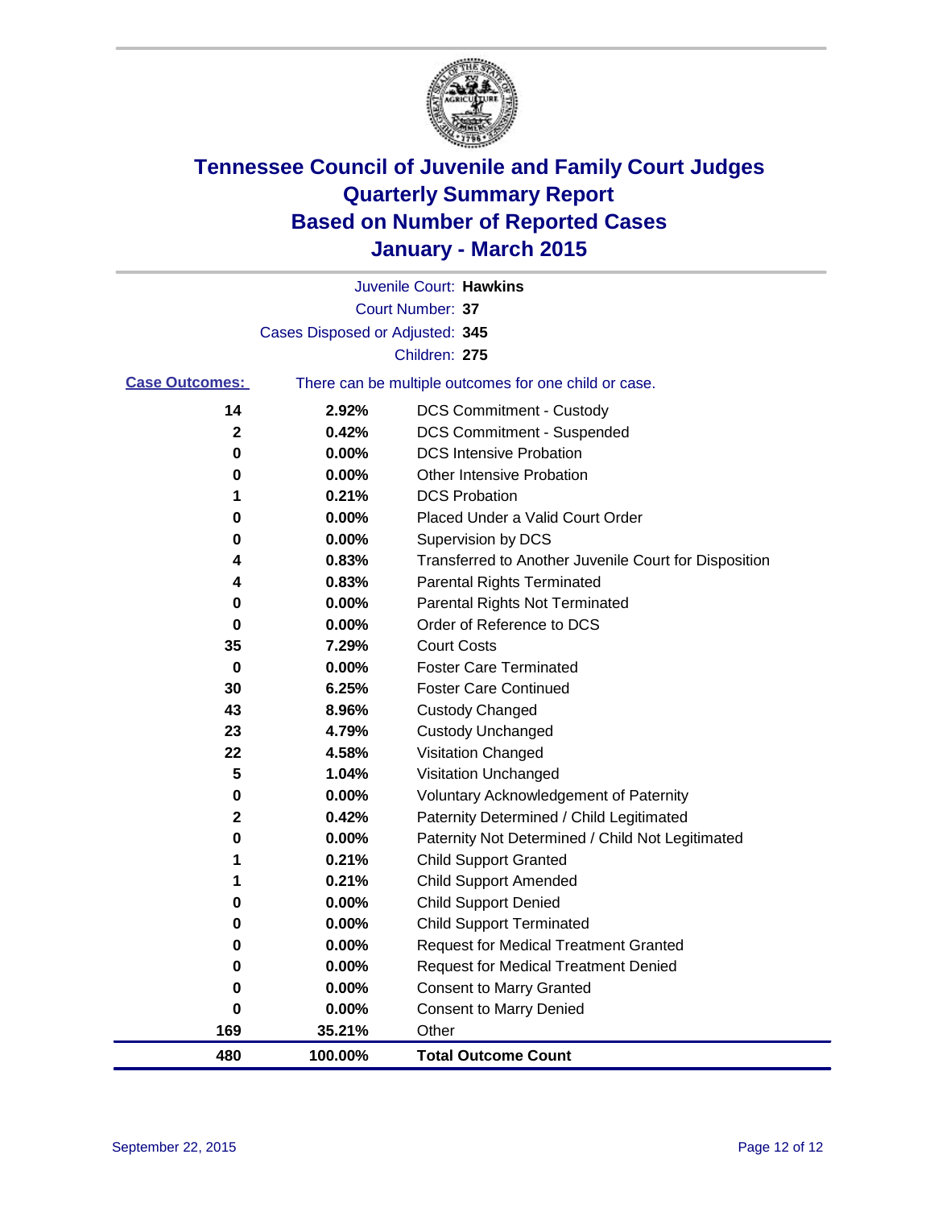# Tennessee Council of Juvenile and Family Court Judges
# Quarterly Summary Report
# Based on Number of Reported Cases
# January - March 2015

Juvenile Court: **Hawkins**

Court Number: **37**

Cases Disposed or Adjusted: **345**

Children: **275**

**Case Outcomes:** There can be multiple outcomes for one child or case.

| | | |
|---|---|---|
| 14 | 2.92% | DCS Commitment - Custody |
| 2 | 0.42% | DCS Commitment - Suspended |
| 0 | 0.00% | DCS Intensive Probation |
| 0 | 0.00% | Other Intensive Probation |
| 1 | 0.21% | DCS Probation |
| 0 | 0.00% | Placed Under a Valid Court Order |
| 0 | 0.00% | Supervision by DCS |
| 4 | 0.83% | Transferred to Another Juvenile Court for Disposition |
| 4 | 0.83% | Parental Rights Terminated |
| 0 | 0.00% | Parental Rights Not Terminated |
| 0 | 0.00% | Order of Reference to DCS |
| 35 | 7.29% | Court Costs |
| 0 | 0.00% | Foster Care Terminated |
| 30 | 6.25% | Foster Care Continued |
| 43 | 8.96% | Custody Changed |
| 23 | 4.79% | Custody Unchanged |
| 22 | 4.58% | Visitation Changed |
| 5 | 1.04% | Visitation Unchanged |
| 0 | 0.00% | Voluntary Acknowledgement of Paternity |
| 2 | 0.42% | Paternity Determined / Child Legitimated |
| 0 | 0.00% | Paternity Not Determined / Child Not Legitimated |
| 1 | 0.21% | Child Support Granted |
| 1 | 0.21% | Child Support Amended |
| 0 | 0.00% | Child Support Denied |
| 0 | 0.00% | Child Support Terminated |
| 0 | 0.00% | Request for Medical Treatment Granted |
| 0 | 0.00% | Request for Medical Treatment Denied |
| 0 | 0.00% | Consent to Marry Granted |
| 0 | 0.00% | Consent to Marry Denied |
| 169 | 35.21% | Other |
| **480** | **100.00%** | **Total Outcome Count** |